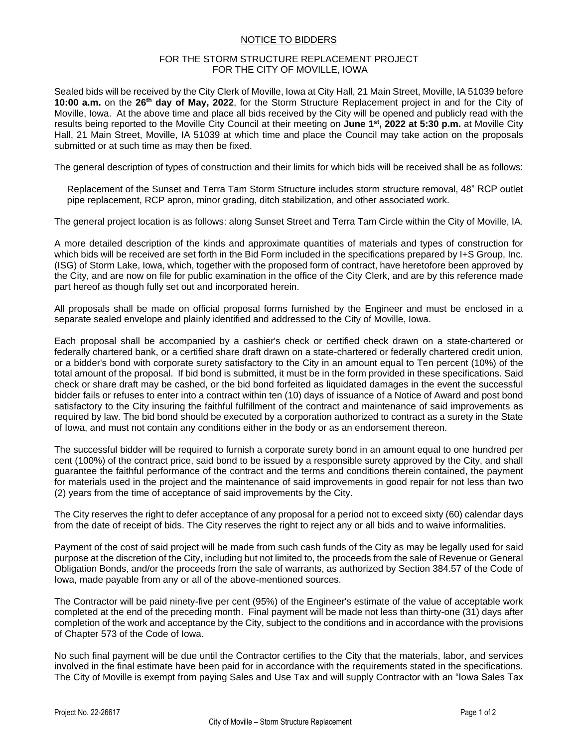# NOTICE TO BIDDERS

## FOR THE STORM STRUCTURE REPLACEMENT PROJECT FOR THE CITY OF MOVILLE, IOWA

Sealed bids will be received by the City Clerk of Moville, Iowa at City Hall, 21 Main Street, Moville, IA 51039 before **10:00 a.m.** on the **26th day of May, 2022**, for the Storm Structure Replacement project in and for the City of Moville, Iowa. At the above time and place all bids received by the City will be opened and publicly read with the results being reported to the Moville City Council at their meeting on **June 1st, 2022 at 5:30 p.m.** at Moville City Hall, 21 Main Street, Moville, IA 51039 at which time and place the Council may take action on the proposals submitted or at such time as may then be fixed.

The general description of types of construction and their limits for which bids will be received shall be as follows:

Replacement of the Sunset and Terra Tam Storm Structure includes storm structure removal, 48" RCP outlet pipe replacement, RCP apron, minor grading, ditch stabilization, and other associated work.

The general project location is as follows: along Sunset Street and Terra Tam Circle within the City of Moville, IA.

A more detailed description of the kinds and approximate quantities of materials and types of construction for which bids will be received are set forth in the Bid Form included in the specifications prepared by I+S Group, Inc. (ISG) of Storm Lake, Iowa, which, together with the proposed form of contract, have heretofore been approved by the City, and are now on file for public examination in the office of the City Clerk, and are by this reference made part hereof as though fully set out and incorporated herein.

All proposals shall be made on official proposal forms furnished by the Engineer and must be enclosed in a separate sealed envelope and plainly identified and addressed to the City of Moville, Iowa.

Each proposal shall be accompanied by a cashier's check or certified check drawn on a state-chartered or federally chartered bank, or a certified share draft drawn on a state-chartered or federally chartered credit union, or a bidder's bond with corporate surety satisfactory to the City in an amount equal to Ten percent (10%) of the total amount of the proposal. If bid bond is submitted, it must be in the form provided in these specifications. Said check or share draft may be cashed, or the bid bond forfeited as liquidated damages in the event the successful bidder fails or refuses to enter into a contract within ten (10) days of issuance of a Notice of Award and post bond satisfactory to the City insuring the faithful fulfillment of the contract and maintenance of said improvements as required by law. The bid bond should be executed by a corporation authorized to contract as a surety in the State of Iowa, and must not contain any conditions either in the body or as an endorsement thereon.

The successful bidder will be required to furnish a corporate surety bond in an amount equal to one hundred per cent (100%) of the contract price, said bond to be issued by a responsible surety approved by the City, and shall guarantee the faithful performance of the contract and the terms and conditions therein contained, the payment for materials used in the project and the maintenance of said improvements in good repair for not less than two (2) years from the time of acceptance of said improvements by the City.

The City reserves the right to defer acceptance of any proposal for a period not to exceed sixty (60) calendar days from the date of receipt of bids. The City reserves the right to reject any or all bids and to waive informalities.

Payment of the cost of said project will be made from such cash funds of the City as may be legally used for said purpose at the discretion of the City, including but not limited to, the proceeds from the sale of Revenue or General Obligation Bonds, and/or the proceeds from the sale of warrants, as authorized by Section 384.57 of the Code of Iowa, made payable from any or all of the above-mentioned sources.

The Contractor will be paid ninety-five per cent (95%) of the Engineer's estimate of the value of acceptable work completed at the end of the preceding month. Final payment will be made not less than thirty-one (31) days after completion of the work and acceptance by the City, subject to the conditions and in accordance with the provisions of Chapter 573 of the Code of Iowa.

No such final payment will be due until the Contractor certifies to the City that the materials, labor, and services involved in the final estimate have been paid for in accordance with the requirements stated in the specifications. The City of Moville is exempt from paying Sales and Use Tax and will supply Contractor with an "Iowa Sales Tax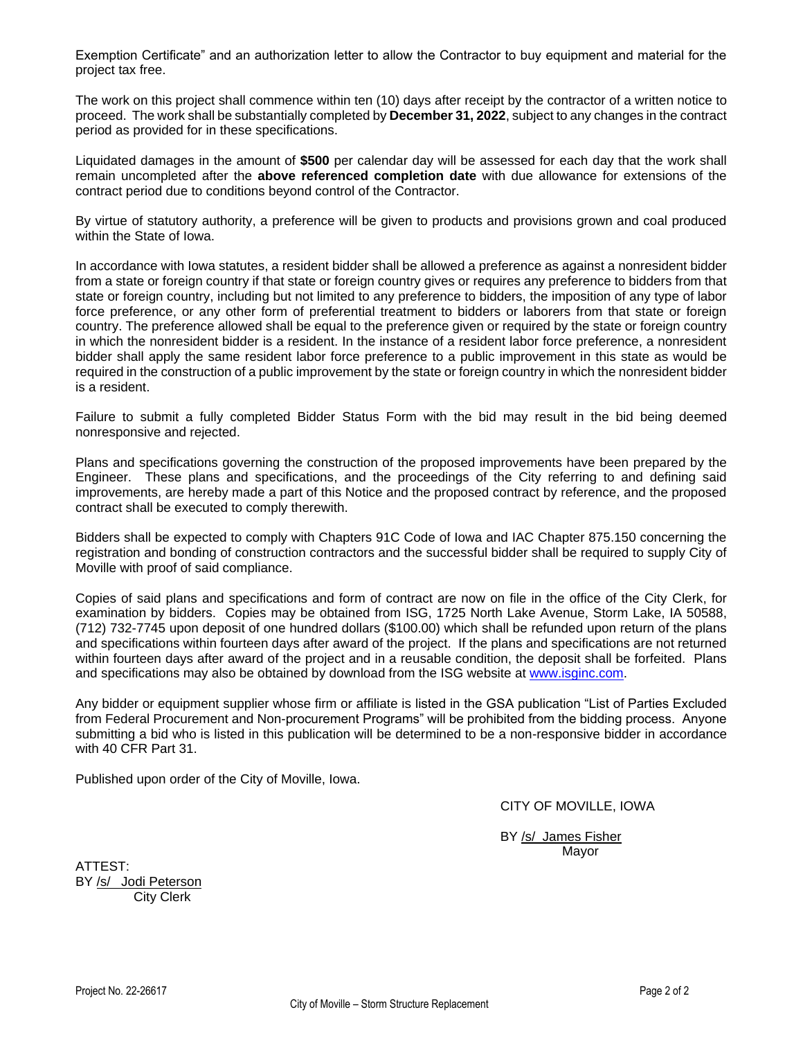Exemption Certificate" and an authorization letter to allow the Contractor to buy equipment and material for the project tax free.

The work on this project shall commence within ten (10) days after receipt by the contractor of a written notice to proceed. The work shall be substantially completed by **December 31, 2022**, subject to any changes in the contract period as provided for in these specifications.

Liquidated damages in the amount of **$500** per calendar day will be assessed for each day that the work shall remain uncompleted after the **above referenced completion date** with due allowance for extensions of the contract period due to conditions beyond control of the Contractor.

By virtue of statutory authority, a preference will be given to products and provisions grown and coal produced within the State of Iowa.

In accordance with Iowa statutes, a resident bidder shall be allowed a preference as against a nonresident bidder from a state or foreign country if that state or foreign country gives or requires any preference to bidders from that state or foreign country, including but not limited to any preference to bidders, the imposition of any type of labor force preference, or any other form of preferential treatment to bidders or laborers from that state or foreign country. The preference allowed shall be equal to the preference given or required by the state or foreign country in which the nonresident bidder is a resident. In the instance of a resident labor force preference, a nonresident bidder shall apply the same resident labor force preference to a public improvement in this state as would be required in the construction of a public improvement by the state or foreign country in which the nonresident bidder is a resident.

Failure to submit a fully completed Bidder Status Form with the bid may result in the bid being deemed nonresponsive and rejected.

Plans and specifications governing the construction of the proposed improvements have been prepared by the Engineer. These plans and specifications, and the proceedings of the City referring to and defining said improvements, are hereby made a part of this Notice and the proposed contract by reference, and the proposed contract shall be executed to comply therewith.

Bidders shall be expected to comply with Chapters 91C Code of Iowa and IAC Chapter 875.150 concerning the registration and bonding of construction contractors and the successful bidder shall be required to supply City of Moville with proof of said compliance.

Copies of said plans and specifications and form of contract are now on file in the office of the City Clerk, for examination by bidders. Copies may be obtained from ISG, 1725 North Lake Avenue, Storm Lake, IA 50588, (712) 732-7745 upon deposit of one hundred dollars ($100.00) which shall be refunded upon return of the plans and specifications within fourteen days after award of the project. If the plans and specifications are not returned within fourteen days after award of the project and in a reusable condition, the deposit shall be forfeited. Plans and specifications may also be obtained by download from the ISG website at www.isginc.com.

Any bidder or equipment supplier whose firm or affiliate is listed in the GSA publication "List of Parties Excluded from Federal Procurement and Non-procurement Programs" will be prohibited from the bidding process. Anyone submitting a bid who is listed in this publication will be determined to be a non-responsive bidder in accordance with 40 CFR Part 31.

Published upon order of the City of Moville, Iowa.

CITY OF MOVILLE, IOWA

BY /s/ James Fisher
Mayor

ATTEST:
BY /s/ Jodi Peterson
City Clerk

Project No. 22-26617

City of Moville – Storm Structure Replacement